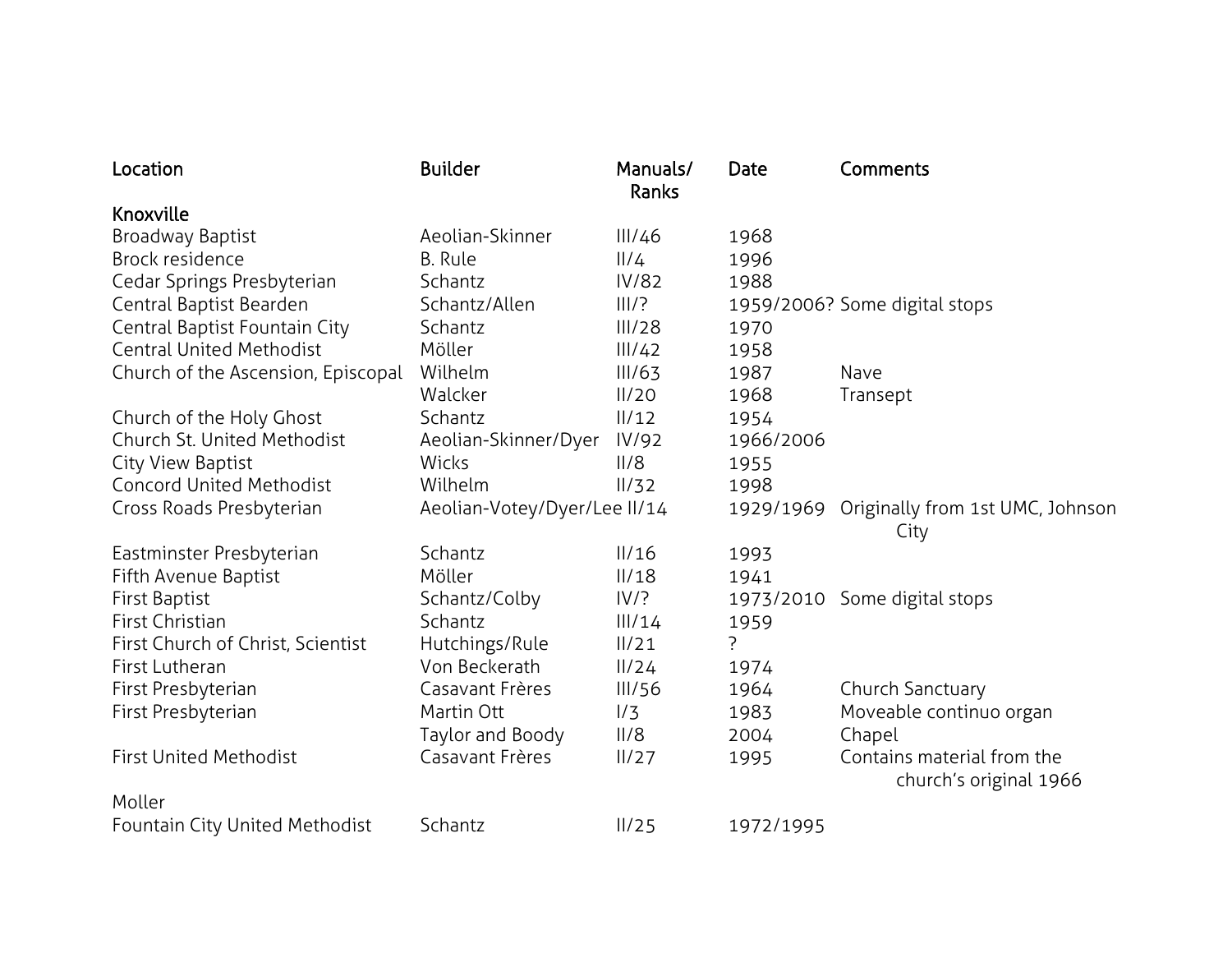| Location | Builder | Manuals/ Ranks | Date | Comments |
|---|---|---|---|---|
| **Knoxville** | | | | |
| Broadway Baptist | Aeolian-Skinner | III/46 | 1968 | |
| Brock residence | B. Rule | II/4 | 1996 | |
| Cedar Springs Presbyterian | Schantz | IV/82 | 1988 | |
| Central Baptist Bearden | Schantz/Allen | III/? | 1959/2006? | Some digital stops |
| Central Baptist Fountain City | Schantz | III/28 | 1970 | |
| Central United Methodist | Möller | III/42 | 1958 | |
| Church of the Ascension, Episcopal | Wilhelm | III/63 | 1987 | Nave |
| | Walcker | II/20 | 1968 | Transept |
| Church of the Holy Ghost | Schantz | II/12 | 1954 | |
| Church St. United Methodist | Aeolian-Skinner/Dyer | IV/92 | 1966/2006 | |
| City View Baptist | Wicks | II/8 | 1955 | |
| Concord United Methodist | Wilhelm | II/32 | 1998 | |
| Cross Roads Presbyterian | Aeolian-Votey/Dyer/Lee | II/14 | 1929/1969 | Originally from 1st UMC, Johnson City |
| Eastminster Presbyterian | Schantz | II/16 | 1993 | |
| Fifth Avenue Baptist | Möller | II/18 | 1941 | |
| First Baptist | Schantz/Colby | IV/? | 1973/2010 | Some digital stops |
| First Christian | Schantz | III/14 | 1959 | |
| First Church of Christ, Scientist | Hutchings/Rule | II/21 | ? | |
| First Lutheran | Von Beckerath | II/24 | 1974 | |
| First Presbyterian | Casavant Frères | III/56 | 1964 | Church Sanctuary |
| First Presbyterian | Martin Ott | I/3 | 1983 | Moveable continuo organ |
| | Taylor and Boody | II/8 | 2004 | Chapel |
| First United Methodist | Casavant Frères | II/27 | 1995 | Contains material from the church's original 1966 Moller |
| Fountain City United Methodist | Schantz | II/25 | 1972/1995 | |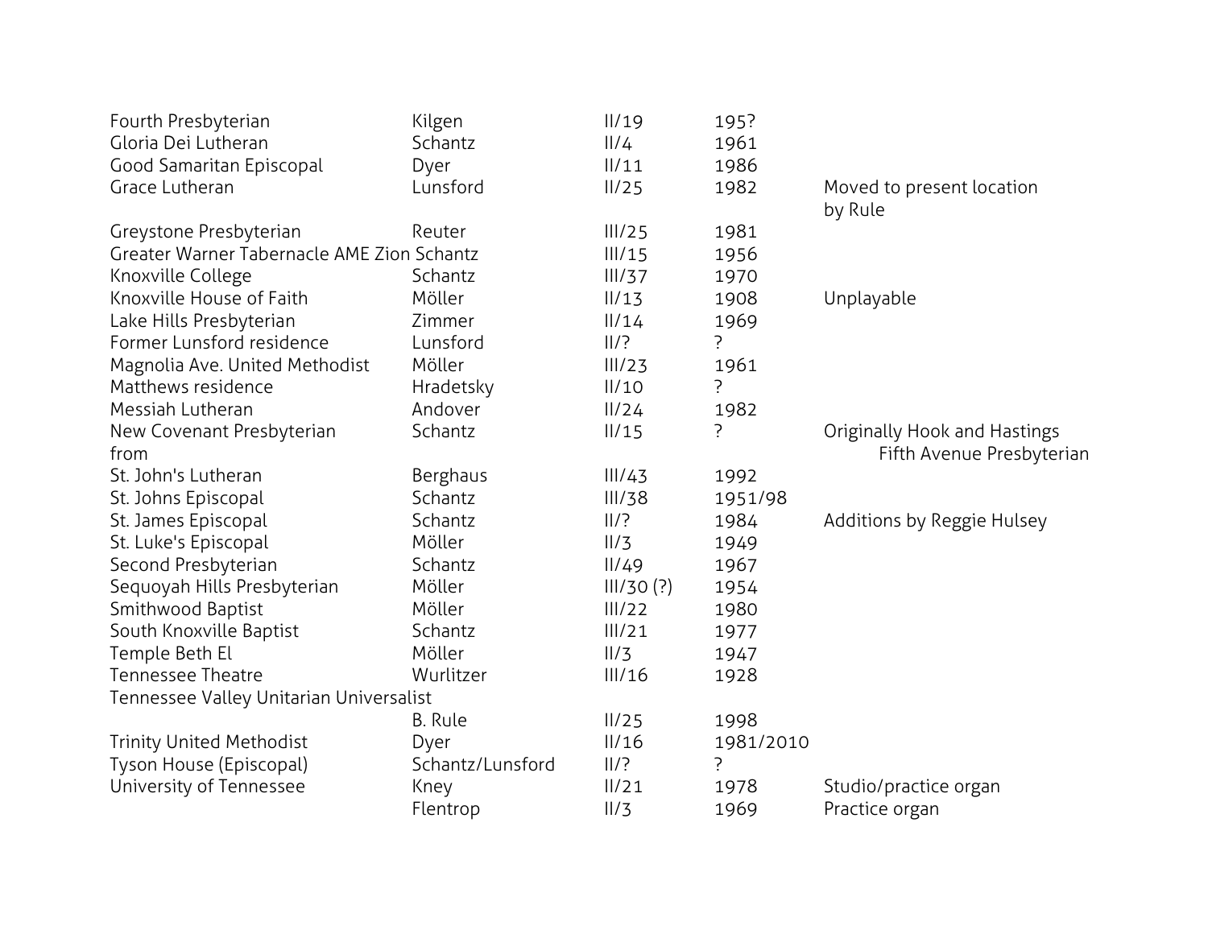| | | | | |
|---|---|---|---|---|
| Fourth Presbyterian | Kilgen | II/19 | 195? | |
| Gloria Dei Lutheran | Schantz | II/4 | 1961 | |
| Good Samaritan Episcopal | Dyer | II/11 | 1986 | |
| Grace Lutheran | Lunsford | II/25 | 1982 | Moved to present location by Rule |
| Greystone Presbyterian | Reuter | III/25 | 1981 | |
| Greater Warner Tabernacle AME Zion | Schantz | III/15 | 1956 | |
| Knoxville College | Schantz | III/37 | 1970 | |
| Knoxville House of Faith | Möller | II/13 | 1908 | Unplayable |
| Lake Hills Presbyterian | Zimmer | II/14 | 1969 | |
| Former Lunsford residence | Lunsford | II/? | ? | |
| Magnolia Ave. United Methodist | Möller | III/23 | 1961 | |
| Matthews residence | Hradetsky | II/10 | ? | |
| Messiah Lutheran | Andover | II/24 | 1982 | |
| New Covenant Presbyterian | Schantz | II/15 | ? | Originally Hook and Hastings from Fifth Avenue Presbyterian |
| St. John's Lutheran | Berghaus | III/43 | 1992 | |
| St. Johns Episcopal | Schantz | III/38 | 1951/98 | |
| St. James Episcopal | Schantz | II/? | 1984 | Additions by Reggie Hulsey |
| St. Luke's Episcopal | Möller | II/3 | 1949 | |
| Second Presbyterian | Schantz | II/49 | 1967 | |
| Sequoyah Hills Presbyterian | Möller | III/30 (?) | 1954 | |
| Smithwood Baptist | Möller | III/22 | 1980 | |
| South Knoxville Baptist | Schantz | III/21 | 1977 | |
| Temple Beth El | Möller | II/3 | 1947 | |
| Tennessee Theatre | Wurlitzer | III/16 | 1928 | |
| Tennessee Valley Unitarian Universalist | B. Rule | II/25 | 1998 | |
| Trinity United Methodist | Dyer | II/16 | 1981/2010 | |
| Tyson House (Episcopal) | Schantz/Lunsford | II/? | ? | |
| University of Tennessee | Kney | II/21 | 1978 | Studio/practice organ |
| | Flentrop | II/3 | 1969 | Practice organ |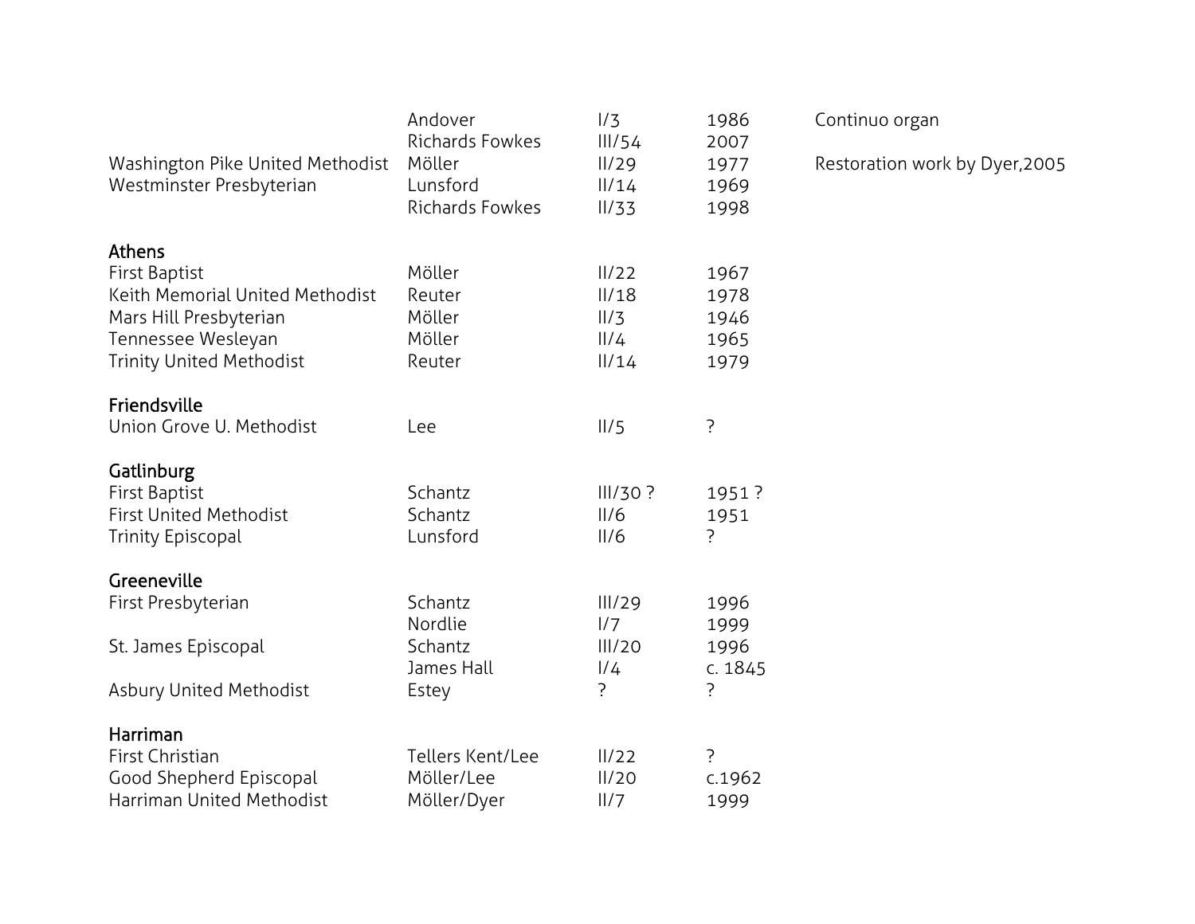| | | | | |
|---|---|---|---|---|
| | Andover | I/3 | 1986 | Continuo organ |
| | Richards Fowkes | III/54 | 2007 | |
| Washington Pike United Methodist | Möller | II/29 | 1977 | Restoration work by Dyer,2005 |
| Westminster Presbyterian | Lunsford | II/14 | 1969 | |
| | Richards Fowkes | II/33 | 1998 | |

**Athens**

| | | | |
|---|---|---|---|
| First Baptist | Möller | II/22 | 1967 |
| Keith Memorial United Methodist | Reuter | II/18 | 1978 |
| Mars Hill Presbyterian | Möller | II/3 | 1946 |
| Tennessee Wesleyan | Möller | II/4 | 1965 |
| Trinity United Methodist | Reuter | II/14 | 1979 |

**Friendsville**

| | | | |
|---|---|---|---|
| Union Grove U. Methodist | Lee | II/5 | ? |

**Gatlinburg**

| | | | |
|---|---|---|---|
| First Baptist | Schantz | III/30 ? | 1951 ? |
| First United Methodist | Schantz | II/6 | 1951 |
| Trinity Episcopal | Lunsford | II/6 | ? |

**Greeneville**

| | | | |
|---|---|---|---|
| First Presbyterian | Schantz | III/29 | 1996 |
| | Nordlie | I/7 | 1999 |
| St. James Episcopal | Schantz | III/20 | 1996 |
| | James Hall | I/4 | c. 1845 |
| Asbury United Methodist | Estey | ? | ? |

**Harriman**

| | | | |
|---|---|---|---|
| First Christian | Tellers Kent/Lee | II/22 | ? |
| Good Shepherd Episcopal | Möller/Lee | II/20 | c.1962 |
| Harriman United Methodist | Möller/Dyer | II/7 | 1999 |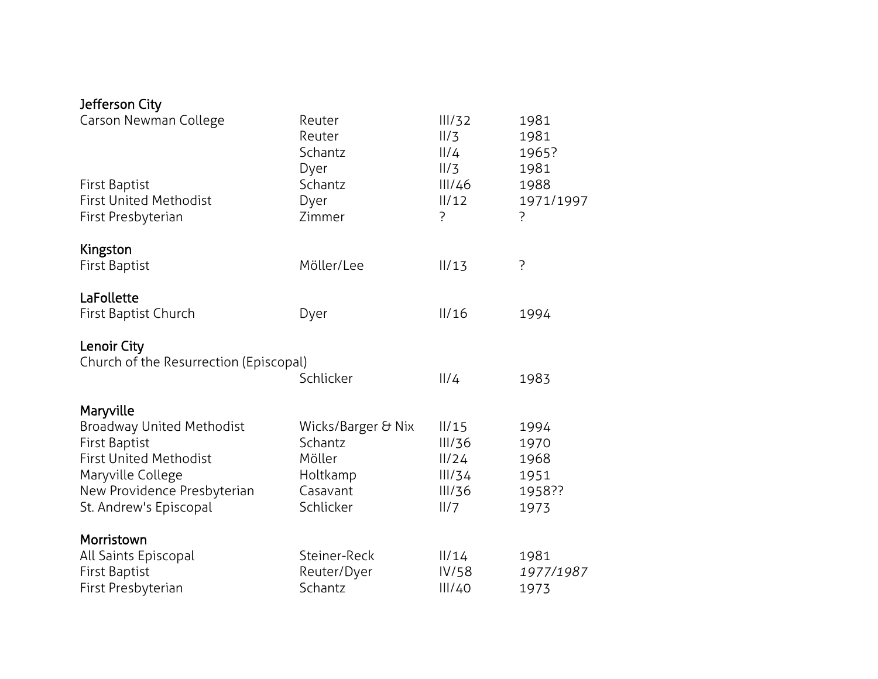**Jefferson City**

| | | | |
|---|---|---|---|
| Carson Newman College | Reuter | III/32 | 1981 |
| | Reuter | II/3 | 1981 |
| | Schantz | II/4 | 1965? |
| | Dyer | II/3 | 1981 |
| First Baptist | Schantz | III/46 | 1988 |
| First United Methodist | Dyer | II/12 | 1971/1997 |
| First Presbyterian | Zimmer | ? | ? |

**Kingston**

| | | | |
|---|---|---|---|
| First Baptist | Möller/Lee | II/13 | ? |

**LaFollette**

| | | | |
|---|---|---|---|
| First Baptist Church | Dyer | II/16 | 1994 |

**Lenoir City**

| | | | |
|---|---|---|---|
| Church of the Resurrection (Episcopal) | Schlicker | II/4 | 1983 |

**Maryville**

| | | | |
|---|---|---|---|
| Broadway United Methodist | Wicks/Barger & Nix | II/15 | 1994 |
| First Baptist | Schantz | III/36 | 1970 |
| First United Methodist | Möller | II/24 | 1968 |
| Maryville College | Holtkamp | III/34 | 1951 |
| New Providence Presbyterian | Casavant | III/36 | 1958?? |
| St. Andrew's Episcopal | Schlicker | II/7 | 1973 |

**Morristown**

| | | | |
|---|---|---|---|
| All Saints Episcopal | Steiner-Reck | II/14 | 1981 |
| First Baptist | Reuter/Dyer | IV/58 | *1977/1987* |
| First Presbyterian | Schantz | III/40 | 1973 |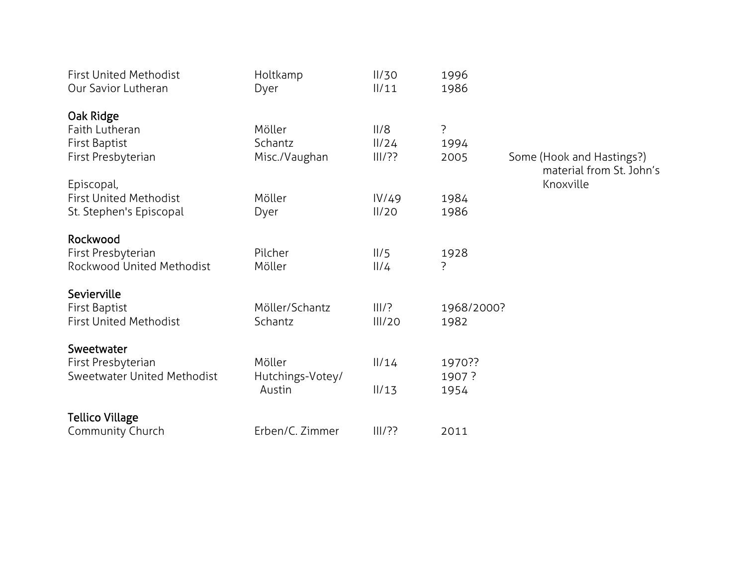| | | | | |
|---|---|---|---|---|
| First United Methodist | Holtkamp | II/30 | 1996 | |
| Our Savior Lutheran | Dyer | II/11 | 1986 | |
| **Oak Ridge** | | | | |
| Faith Lutheran | Möller | II/8 | ? | |
| First Baptist | Schantz | II/24 | 1994 | |
| First Presbyterian | Misc./Vaughan | III/?? | 2005 | Some (Hook and Hastings?) material from St. John's Knoxville |
| Episcopal, | | | | |
| First United Methodist | Möller | IV/49 | 1984 | |
| St. Stephen's Episcopal | Dyer | II/20 | 1986 | |
| **Rockwood** | | | | |
| First Presbyterian | Pilcher | II/5 | 1928 | |
| Rockwood United Methodist | Möller | II/4 | ? | |
| **Sevierville** | | | | |
| First Baptist | Möller/Schantz | III/? | 1968/2000? | |
| First United Methodist | Schantz | III/20 | 1982 | |
| **Sweetwater** | | | | |
| First Presbyterian | Möller | II/14 | 1970?? | |
| Sweetwater United Methodist | Hutchings-Votey/ | | 1907 ? | |
| | Austin | II/13 | 1954 | |
| **Tellico Village** | | | | |
| Community Church | Erben/C. Zimmer | III/?? | 2011 | |